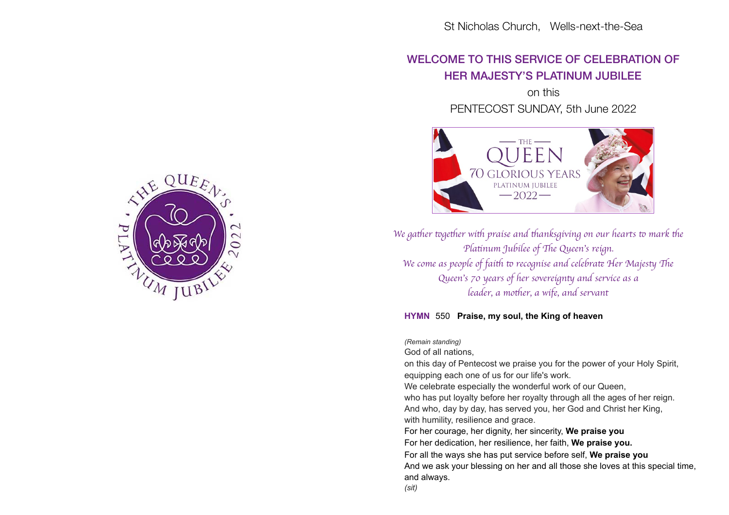St Nicholas Church, Wells-next-the-Sea

## WELCOME TO THIS SERVICE OF CELEBRATION OF HER MAJESTY'S PLATINUM JUBILEE

on this

PENTECOST SUNDAY, 5th June 2022

*We gather together with praise and thanksgiving on our hearts to mark the Platinum Jubilee of The Queen's reign.*
*We come as people of faith to recognise and celebrate Her Majesty The Queen's 70 years of her sovereignty and service as a leader, a mother, a wife, and servant*

**HYMN** 550 **Praise, my soul, the King of heaven**

*(Remain standing)*

God of all nations,
on this day of Pentecost we praise you for the power of your Holy Spirit,
equipping each one of us for our life's work.
We celebrate especially the wonderful work of our Queen,
who has put loyalty before her royalty through all the ages of her reign.
And who, day by day, has served you, her God and Christ her King,
with humility, resilience and grace.
For her courage, her dignity, her sincerity, **We praise you**
For her dedication, her resilience, her faith, **We praise you.**
For all the ways she has put service before self, **We praise you**
And we ask your blessing on her and all those she loves at this special time, and always.

*(sit)*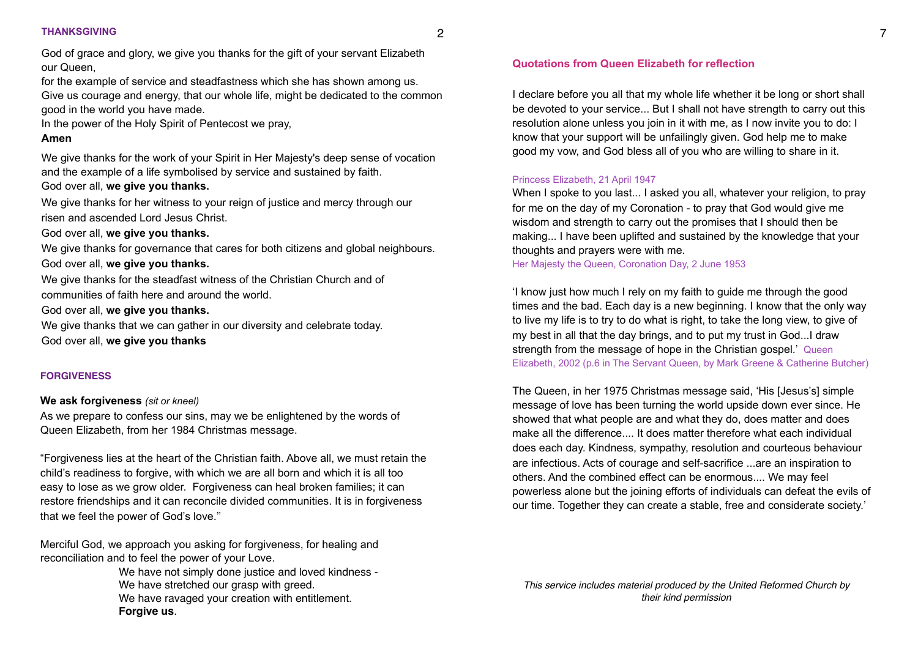## THANKSGIVING

God of grace and glory, we give you thanks for the gift of your servant Elizabeth our Queen,
for the example of service and steadfastness which she has shown among us.
Give us courage and energy, that our whole life, might be dedicated to the common good in the world you have made.
In the power of the Holy Spirit of Pentecost we pray,
**Amen**

We give thanks for the work of your Spirit in Her Majesty's deep sense of vocation and the example of a life symbolised by service and sustained by faith.
God over all, **we give you thanks.**

We give thanks for her witness to your reign of justice and mercy through our risen and ascended Lord Jesus Christ.
God over all, **we give you thanks.**

We give thanks for governance that cares for both citizens and global neighbours.
God over all, **we give you thanks.**

We give thanks for the steadfast witness of the Christian Church and of communities of faith here and around the world.
God over all, **we give you thanks.**

We give thanks that we can gather in our diversity and celebrate today.
God over all, **we give you thanks**

## FORGIVENESS

**We ask forgiveness** *(sit or kneel)*

As we prepare to confess our sins, may we be enlightened by the words of Queen Elizabeth, from her 1984 Christmas message.

"Forgiveness lies at the heart of the Christian faith. Above all, we must retain the child's readiness to forgive, with which we are all born and which it is all too easy to lose as we grow older. Forgiveness can heal broken families; it can restore friendships and it can reconcile divided communities. It is in forgiveness that we feel the power of God's love.''

Merciful God, we approach you asking for forgiveness, for healing and reconciliation and to feel the power of your Love.

> We have not simply done justice and loved kindness -
> We have stretched our grasp with greed.
> We have ravaged your creation with entitlement.
> **Forgive us**.

## Quotations from Queen Elizabeth for reflection

I declare before you all that my whole life whether it be long or short shall be devoted to your service... But I shall not have strength to carry out this resolution alone unless you join in it with me, as I now invite you to do: I know that your support will be unfailingly given. God help me to make good my vow, and God bless all of you who are willing to share in it.

Princess Elizabeth, 21 April 1947

When I spoke to you last... I asked you all, whatever your religion, to pray for me on the day of my Coronation - to pray that God would give me wisdom and strength to carry out the promises that I should then be making... I have been uplifted and sustained by the knowledge that your thoughts and prayers were with me.

Her Majesty the Queen, Coronation Day, 2 June 1953

'I know just how much I rely on my faith to guide me through the good times and the bad. Each day is a new beginning. I know that the only way to live my life is to try to do what is right, to take the long view, to give of my best in all that the day brings, and to put my trust in God...I draw strength from the message of hope in the Christian gospel.' Queen Elizabeth, 2002 (p.6 in The Servant Queen, by Mark Greene & Catherine Butcher)

The Queen, in her 1975 Christmas message said, 'His [Jesus's] simple message of love has been turning the world upside down ever since. He showed that what people are and what they do, does matter and does make all the difference.... It does matter therefore what each individual does each day. Kindness, sympathy, resolution and courteous behaviour are infectious. Acts of courage and self-sacrifice ...are an inspiration to others. And the combined effect can be enormous.... We may feel powerless alone but the joining efforts of individuals can defeat the evils of our time. Together they can create a stable, free and considerate society.'

*This service includes material produced by the United Reformed Church by their kind permission*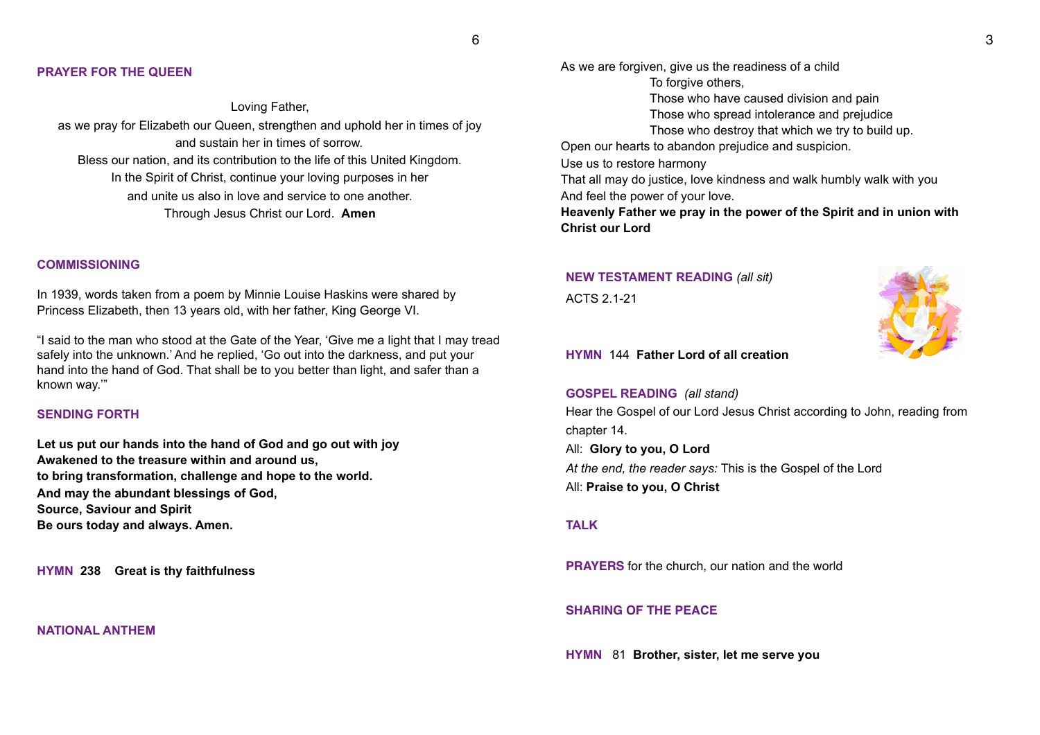## PRAYER FOR THE QUEEN

Loving Father,
as we pray for Elizabeth our Queen, strengthen and uphold her in times of joy and sustain her in times of sorrow.
Bless our nation, and its contribution to the life of this United Kingdom.
In the Spirit of Christ, continue your loving purposes in her
and unite us also in love and service to one another.
Through Jesus Christ our Lord. **Amen**

## COMMISSIONING

In 1939, words taken from a poem by Minnie Louise Haskins were shared by Princess Elizabeth, then 13 years old, with her father, King George VI.

"I said to the man who stood at the Gate of the Year, 'Give me a light that I may tread safely into the unknown.' And he replied, 'Go out into the darkness, and put your hand into the hand of God. That shall be to you better than light, and safer than a known way.'"

## SENDING FORTH

**Let us put our hands into the hand of God and go out with joy**
**Awakened to the treasure within and around us,**
**to bring transformation, challenge and hope to the world.**
**And may the abundant blessings of God,**
**Source, Saviour and Spirit**
**Be ours today and always. Amen.**

## HYMN 238 Great is thy faithfulness

## NATIONAL ANTHEM

As we are forgiven, give us the readiness of a child
To forgive others,
Those who have caused division and pain
Those who spread intolerance and prejudice
Those who destroy that which we try to build up.
Open our hearts to abandon prejudice and suspicion.
Use us to restore harmony
That all may do justice, love kindness and walk humbly walk with you
And feel the power of your love.
**Heavenly Father we pray in the power of the Spirit and in union with Christ our Lord**

## NEW TESTAMENT READING *(all sit)*

ACTS 2.1-21

## HYMN 144 **Father Lord of all creation**

## GOSPEL READING *(all stand)*

Hear the Gospel of our Lord Jesus Christ according to John, reading from chapter 14.
All: **Glory to you, O Lord**
*At the end, the reader says:* This is the Gospel of the Lord
All: **Praise to you, O Christ**

## TALK

## PRAYERS for the church, our nation and the world

## SHARING OF THE PEACE

## HYMN 81 **Brother, sister, let me serve you**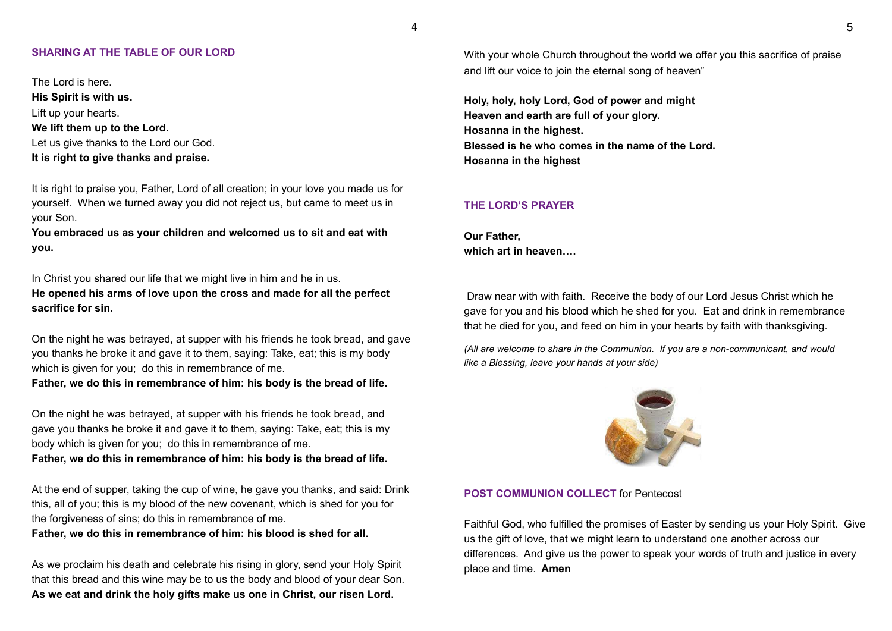## SHARING AT THE TABLE OF OUR LORD

The Lord is here.
**His Spirit is with us.**
Lift up your hearts.
**We lift them up to the Lord.**
Let us give thanks to the Lord our God.
**It is right to give thanks and praise.**

It is right to praise you, Father, Lord of all creation; in your love you made us for yourself. When we turned away you did not reject us, but came to meet us in your Son.
**You embraced us as your children and welcomed us to sit and eat with you.**

In Christ you shared our life that we might live in him and he in us.
**He opened his arms of love upon the cross and made for all the perfect sacrifice for sin.**

On the night he was betrayed, at supper with his friends he took bread, and gave you thanks he broke it and gave it to them, saying: Take, eat; this is my body which is given for you; do this in remembrance of me.
**Father, we do this in remembrance of him: his body is the bread of life.**

On the night he was betrayed, at supper with his friends he took bread, and gave you thanks he broke it and gave it to them, saying: Take, eat; this is my body which is given for you; do this in remembrance of me.
**Father, we do this in remembrance of him: his body is the bread of life.**

At the end of supper, taking the cup of wine, he gave you thanks, and said: Drink this, all of you; this is my blood of the new covenant, which is shed for you for the forgiveness of sins; do this in remembrance of me.
**Father, we do this in remembrance of him: his blood is shed for all.**

As we proclaim his death and celebrate his rising in glory, send your Holy Spirit that this bread and this wine may be to us the body and blood of your dear Son.
**As we eat and drink the holy gifts make us one in Christ, our risen Lord.**

With your whole Church throughout the world we offer you this sacrifice of praise and lift our voice to join the eternal song of heaven"

**Holy, holy, holy Lord, God of power and might**
**Heaven and earth are full of your glory.**
**Hosanna in the highest.**
**Blessed is he who comes in the name of the Lord.**
**Hosanna in the highest**

## THE LORD'S PRAYER

**Our Father,**
**which art in heaven….**

Draw near with with faith. Receive the body of our Lord Jesus Christ which he gave for you and his blood which he shed for you. Eat and drink in remembrance that he died for you, and feed on him in your hearts by faith with thanksgiving.

*(All are welcome to share in the Communion. If you are a non-communicant, and would like a Blessing, leave your hands at your side)*

## POST COMMUNION COLLECT for Pentecost

Faithful God, who fulfilled the promises of Easter by sending us your Holy Spirit. Give us the gift of love, that we might learn to understand one another across our differences. And give us the power to speak your words of truth and justice in every place and time. **Amen**